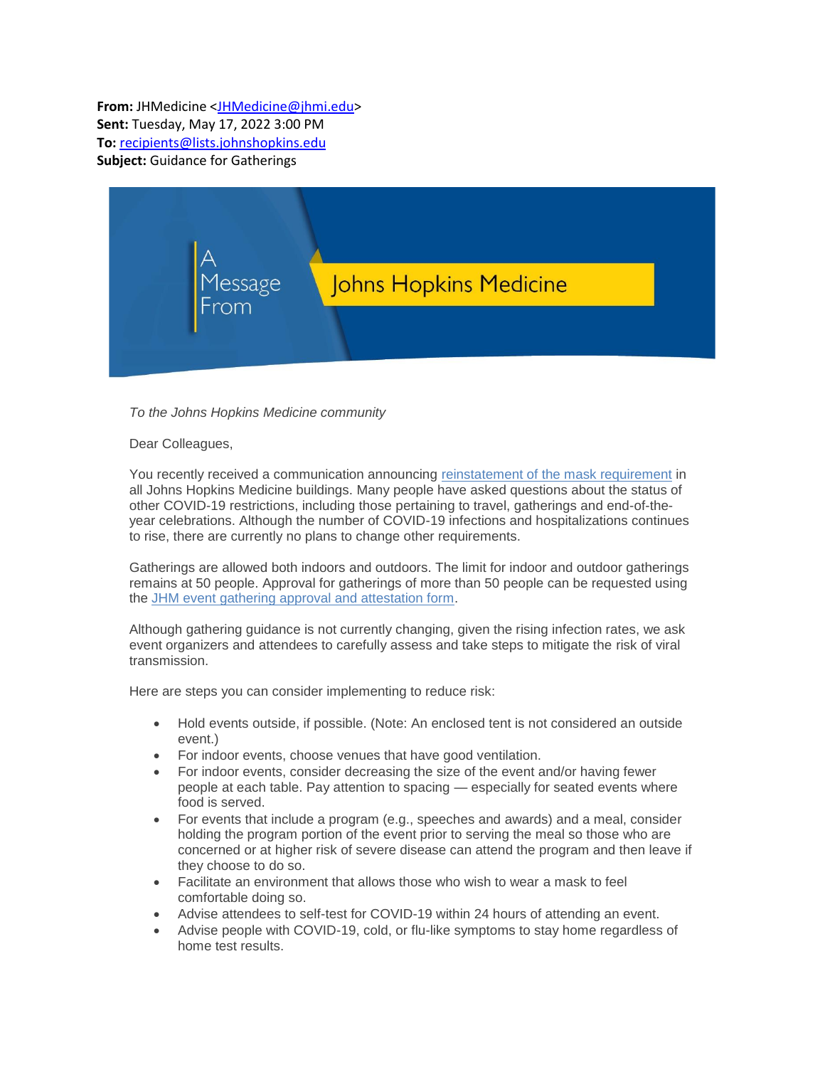**From:** JHMedicine <JHMedicine@jhmi.edu>
**Sent:** Tuesday, May 17, 2022 3:00 PM
**To:** recipients@lists.johnshopkins.edu
**Subject:** Guidance for Gatherings

A Message From Johns Hopkins Medicine

*To the Johns Hopkins Medicine community*

Dear Colleagues,

You recently received a communication announcing reinstatement of the mask requirement in all Johns Hopkins Medicine buildings. Many people have asked questions about the status of other COVID-19 restrictions, including those pertaining to travel, gatherings and end-of-the-year celebrations. Although the number of COVID-19 infections and hospitalizations continues to rise, there are currently no plans to change other requirements.

Gatherings are allowed both indoors and outdoors. The limit for indoor and outdoor gatherings remains at 50 people. Approval for gatherings of more than 50 people can be requested using the JHM event gathering approval and attestation form.

Although gathering guidance is not currently changing, given the rising infection rates, we ask event organizers and attendees to carefully assess and take steps to mitigate the risk of viral transmission.

Here are steps you can consider implementing to reduce risk:

- Hold events outside, if possible. (Note: An enclosed tent is not considered an outside event.)
- For indoor events, choose venues that have good ventilation.
- For indoor events, consider decreasing the size of the event and/or having fewer people at each table. Pay attention to spacing — especially for seated events where food is served.
- For events that include a program (e.g., speeches and awards) and a meal, consider holding the program portion of the event prior to serving the meal so those who are concerned or at higher risk of severe disease can attend the program and then leave if they choose to do so.
- Facilitate an environment that allows those who wish to wear a mask to feel comfortable doing so.
- Advise attendees to self-test for COVID-19 within 24 hours of attending an event.
- Advise people with COVID-19, cold, or flu-like symptoms to stay home regardless of home test results.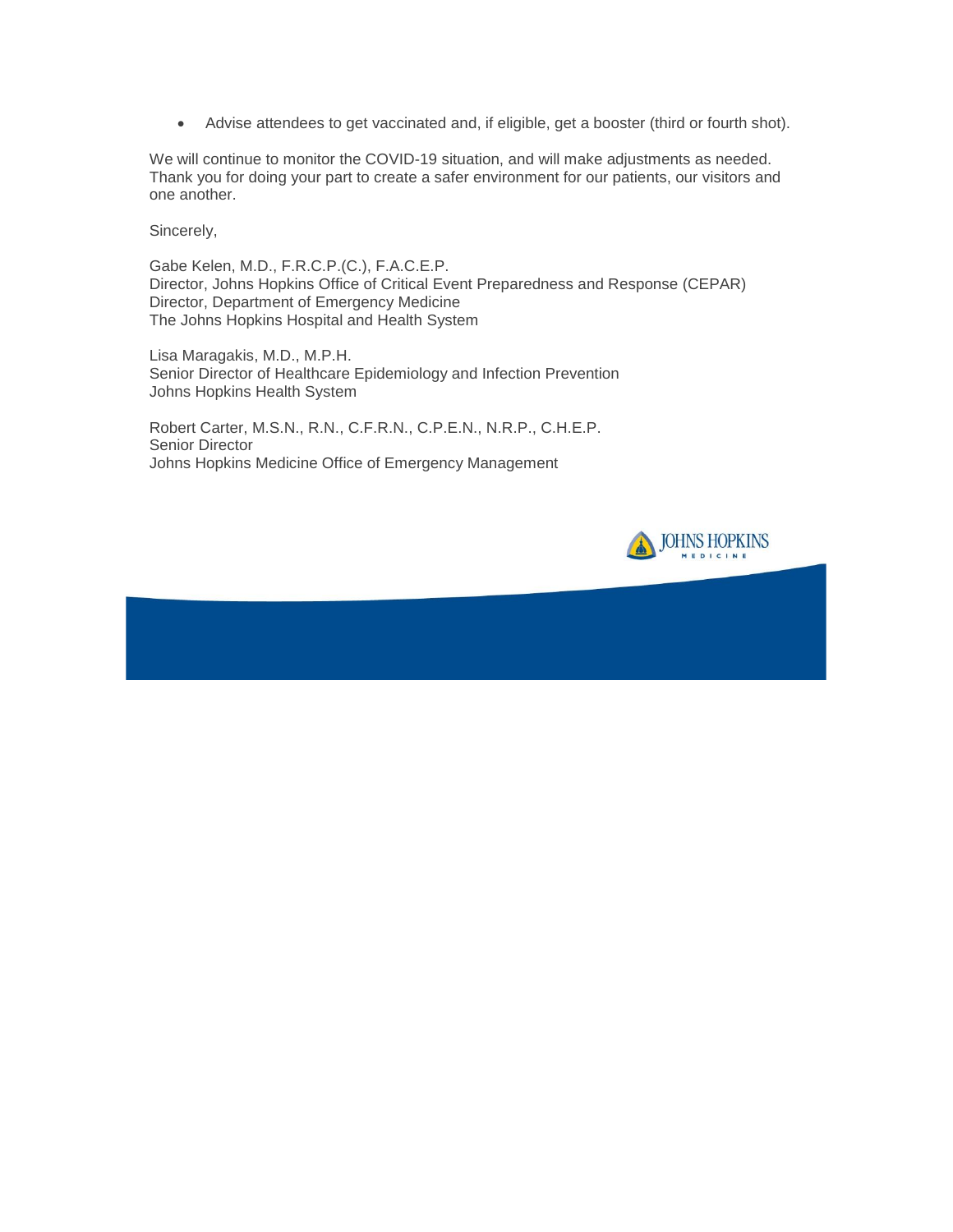- Advise attendees to get vaccinated and, if eligible, get a booster (third or fourth shot).

We will continue to monitor the COVID-19 situation, and will make adjustments as needed. Thank you for doing your part to create a safer environment for our patients, our visitors and one another.

Sincerely,

Gabe Kelen, M.D., F.R.C.P.(C.), F.A.C.E.P.
Director, Johns Hopkins Office of Critical Event Preparedness and Response (CEPAR)
Director, Department of Emergency Medicine
The Johns Hopkins Hospital and Health System

Lisa Maragakis, M.D., M.P.H.
Senior Director of Healthcare Epidemiology and Infection Prevention
Johns Hopkins Health System

Robert Carter, M.S.N., R.N., C.F.R.N., C.P.E.N., N.R.P., C.H.E.P.
Senior Director
Johns Hopkins Medicine Office of Emergency Management

JOHNS HOPKINS
MEDICINE